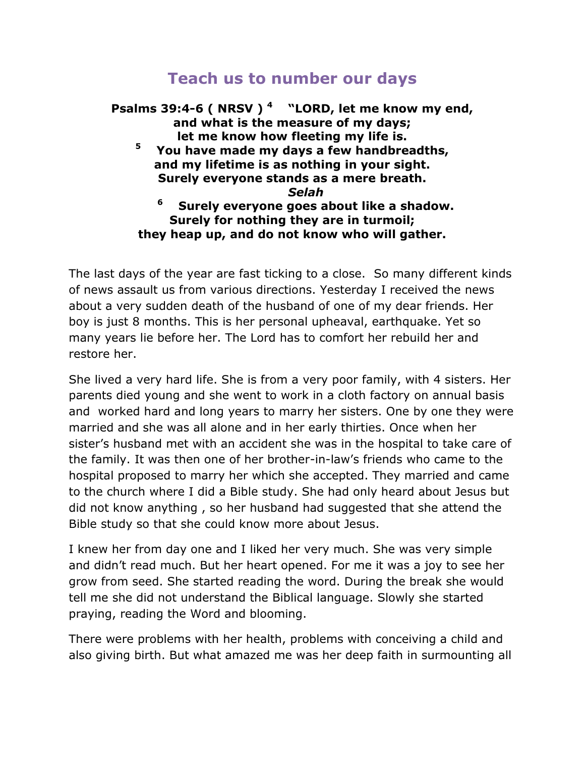# Teach us to number our days

**Psalms 39:4-6 ( NRSV )** [4] **"LORD, let me know my end,**
**and what is the measure of my days;**
**let me know how fleeting my life is.**
[5] **You have made my days a few handbreadths,**
**and my lifetime is as nothing in your sight.**
**Surely everyone stands as a mere breath.**
***Selah***
[6] **Surely everyone goes about like a shadow.**
**Surely for nothing they are in turmoil;**
**they heap up, and do not know who will gather.**

The last days of the year are fast ticking to a close. So many different kinds of news assault us from various directions. Yesterday I received the news about a very sudden death of the husband of one of my dear friends. Her boy is just 8 months. This is her personal upheaval, earthquake. Yet so many years lie before her. The Lord has to comfort her rebuild her and restore her.

She lived a very hard life. She is from a very poor family, with 4 sisters. Her parents died young and she went to work in a cloth factory on annual basis and worked hard and long years to marry her sisters. One by one they were married and she was all alone and in her early thirties. Once when her sister's husband met with an accident she was in the hospital to take care of the family. It was then one of her brother-in-law's friends who came to the hospital proposed to marry her which she accepted. They married and came to the church where I did a Bible study. She had only heard about Jesus but did not know anything , so her husband had suggested that she attend the Bible study so that she could know more about Jesus.

I knew her from day one and I liked her very much. She was very simple and didn't read much. But her heart opened. For me it was a joy to see her grow from seed. She started reading the word. During the break she would tell me she did not understand the Biblical language. Slowly she started praying, reading the Word and blooming.

There were problems with her health, problems with conceiving a child and also giving birth. But what amazed me was her deep faith in surmounting all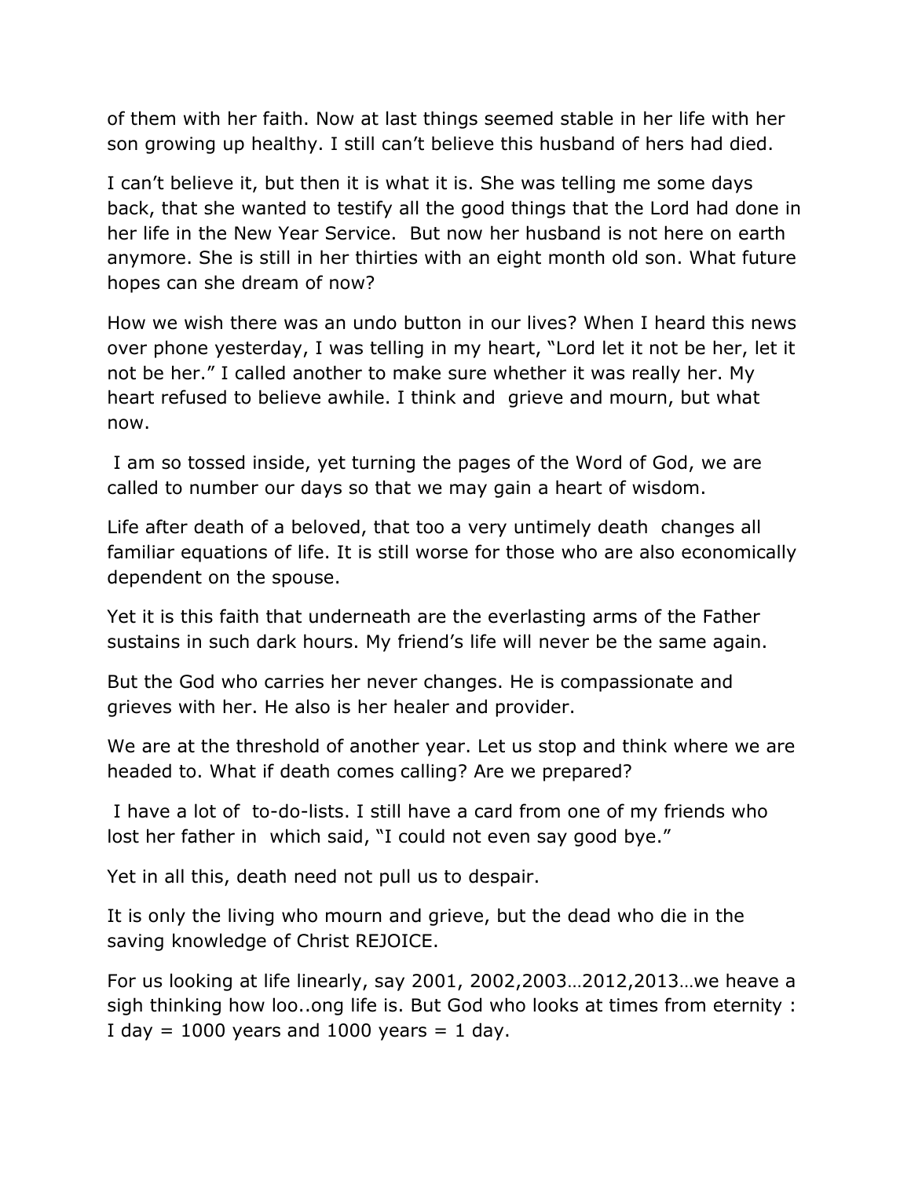of them with her faith. Now at last things seemed stable in her life with her son growing up healthy. I still can't believe this husband of hers had died.

I can't believe it, but then it is what it is. She was telling me some days back, that she wanted to testify all the good things that the Lord had done in her life in the New Year Service.  But now her husband is not here on earth anymore. She is still in her thirties with an eight month old son. What future hopes can she dream of now?

How we wish there was an undo button in our lives? When I heard this news over phone yesterday, I was telling in my heart, "Lord let it not be her, let it not be her." I called another to make sure whether it was really her. My heart refused to believe awhile. I think and  grieve and mourn, but what now.

I am so tossed inside, yet turning the pages of the Word of God, we are called to number our days so that we may gain a heart of wisdom.

Life after death of a beloved, that too a very untimely death  changes all familiar equations of life. It is still worse for those who are also economically dependent on the spouse.

Yet it is this faith that underneath are the everlasting arms of the Father sustains in such dark hours. My friend's life will never be the same again.

But the God who carries her never changes. He is compassionate and grieves with her. He also is her healer and provider.

We are at the threshold of another year. Let us stop and think where we are headed to. What if death comes calling? Are we prepared?

I have a lot of  to-do-lists. I still have a card from one of my friends who lost her father in  which said, "I could not even say good bye."

Yet in all this, death need not pull us to despair.

It is only the living who mourn and grieve, but the dead who die in the saving knowledge of Christ REJOICE.

For us looking at life linearly, say 2001, 2002,2003…2012,2013…we heave a sigh thinking how loo..ong life is. But God who looks at times from eternity : I day = 1000 years and 1000 years = 1 day.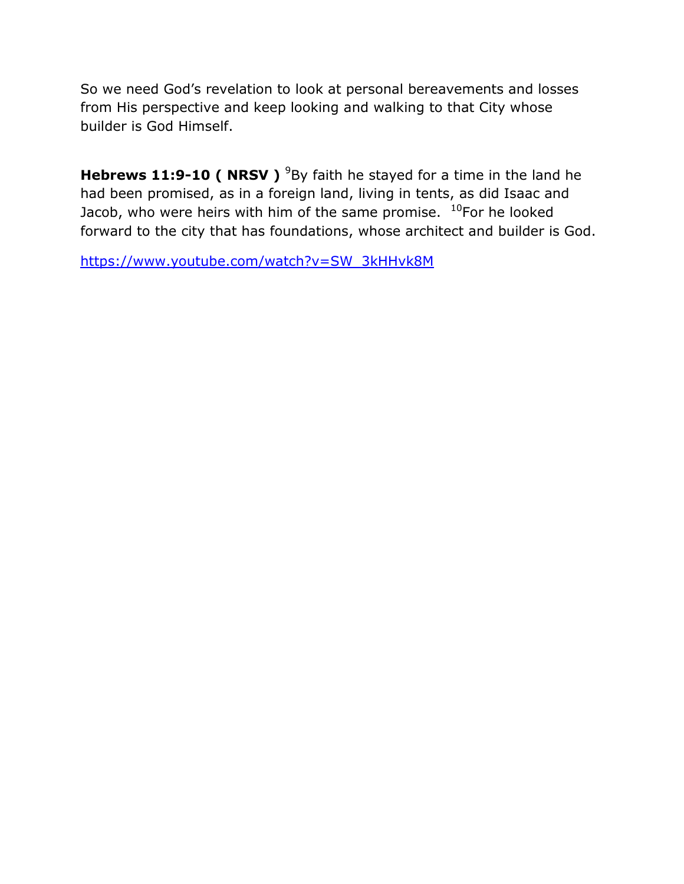So we need God's revelation to look at personal bereavements and losses from His perspective and keep looking and walking to that City whose builder is God Himself.

**Hebrews 11:9-10 ( NRSV )** [9]By faith he stayed for a time in the land he had been promised, as in a foreign land, living in tents, as did Isaac and Jacob, who were heirs with him of the same promise. [10]For he looked forward to the city that has foundations, whose architect and builder is God.

https://www.youtube.com/watch?v=SW_3kHHvk8M